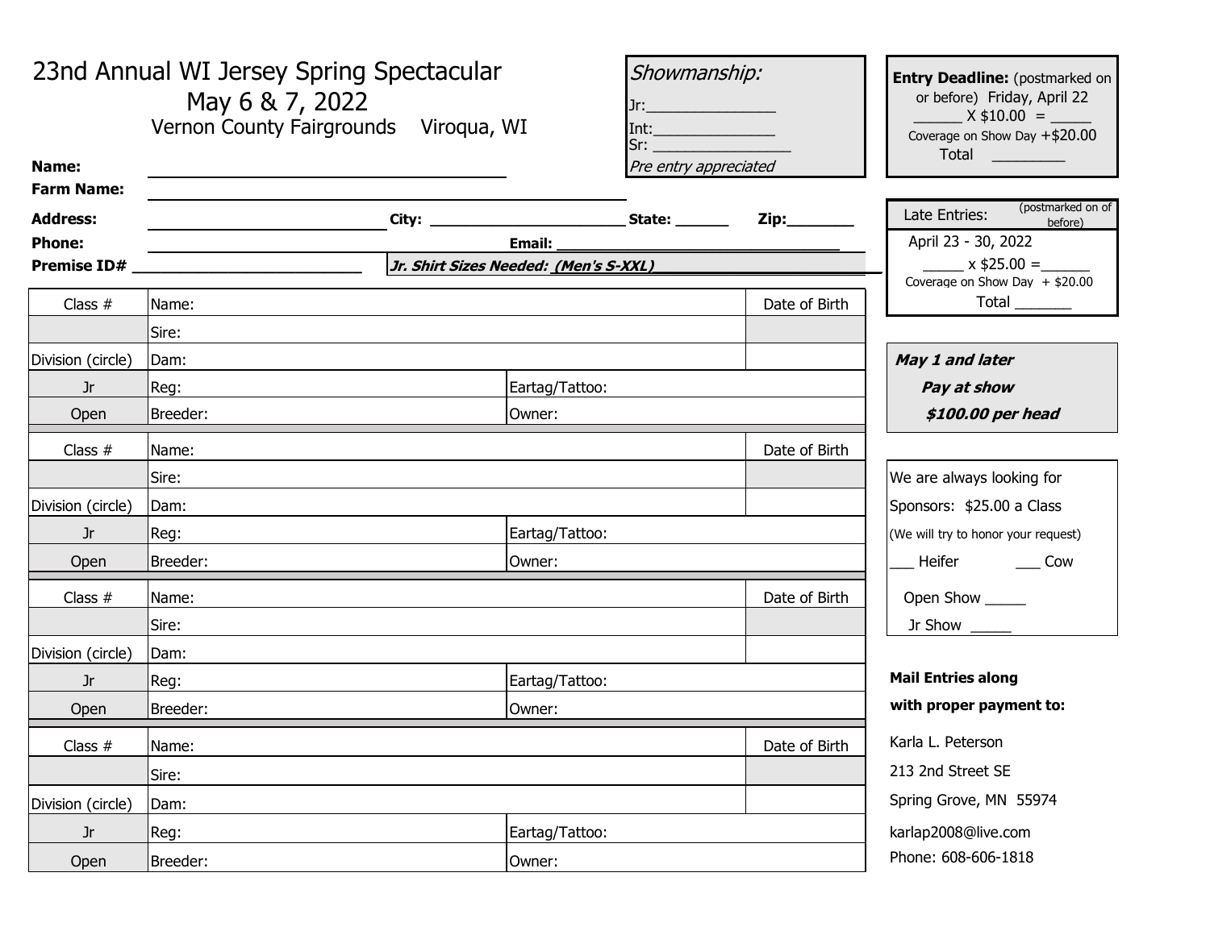# 23nd Annual WI Jersey Spring Spectacular

## May 6 & 7, 2022

Vernon County Fairgrounds Viroqua, WI

*Showmanship:*

Jr:_______________

Int:_______________

Sr: ________________

*Pre entry appreciated*

**Entry Deadline:** (postmarked on or before) Friday, April 22

______ X $10.00 = _____

Coverage on Show Day +$20.00

Total _________

Late Entries: (postmarked on of before)

April 23 - 30, 2022

_____ x $25.00 =______

Coverage on Show Day + $20.00

Total _______

***May 1 and later***

***Pay at show***

***$100.00 per head***

**Name:** ________________________________________

**Farm Name:** ________________________________________

**Address:** ____________________ **City:** ____________________ **State:** ______ **Zip:**________

**Phone:** ____________________ **Email:** ________________________________

**Premise ID#** __________________________ ***Jr. Shirt Sizes Needed: (Men's S-XXL)***_________________________

| Class # | Name: | | Date of Birth |
|---|---|---|---|
| | Sire: | | |
| Division (circle) | Dam: | | |
| Jr | Reg: | Eartag/Tattoo: | |
| Open | Breeder: | Owner: | |

| Class # | Name: | | Date of Birth |
|---|---|---|---|
| | Sire: | | |
| Division (circle) | Dam: | | |
| Jr | Reg: | Eartag/Tattoo: | |
| Open | Breeder: | Owner: | |

| Class # | Name: | | Date of Birth |
|---|---|---|---|
| | Sire: | | |
| Division (circle) | Dam: | | |
| Jr | Reg: | Eartag/Tattoo: | |
| Open | Breeder: | Owner: | |

| Class # | Name: | | Date of Birth |
|---|---|---|---|
| | Sire: | | |
| Division (circle) | Dam: | | |
| Jr | Reg: | Eartag/Tattoo: | |
| Open | Breeder: | Owner: | |

We are always looking for Sponsors: $25.00 a Class

(We will try to honor your request)

___ Heifer ___ Cow

Open Show _____

Jr Show _____

**Mail Entries along with proper payment to:**

Karla L. Peterson

213 2nd Street SE

Spring Grove, MN 55974

karlap2008@live.com

Phone: 608-606-1818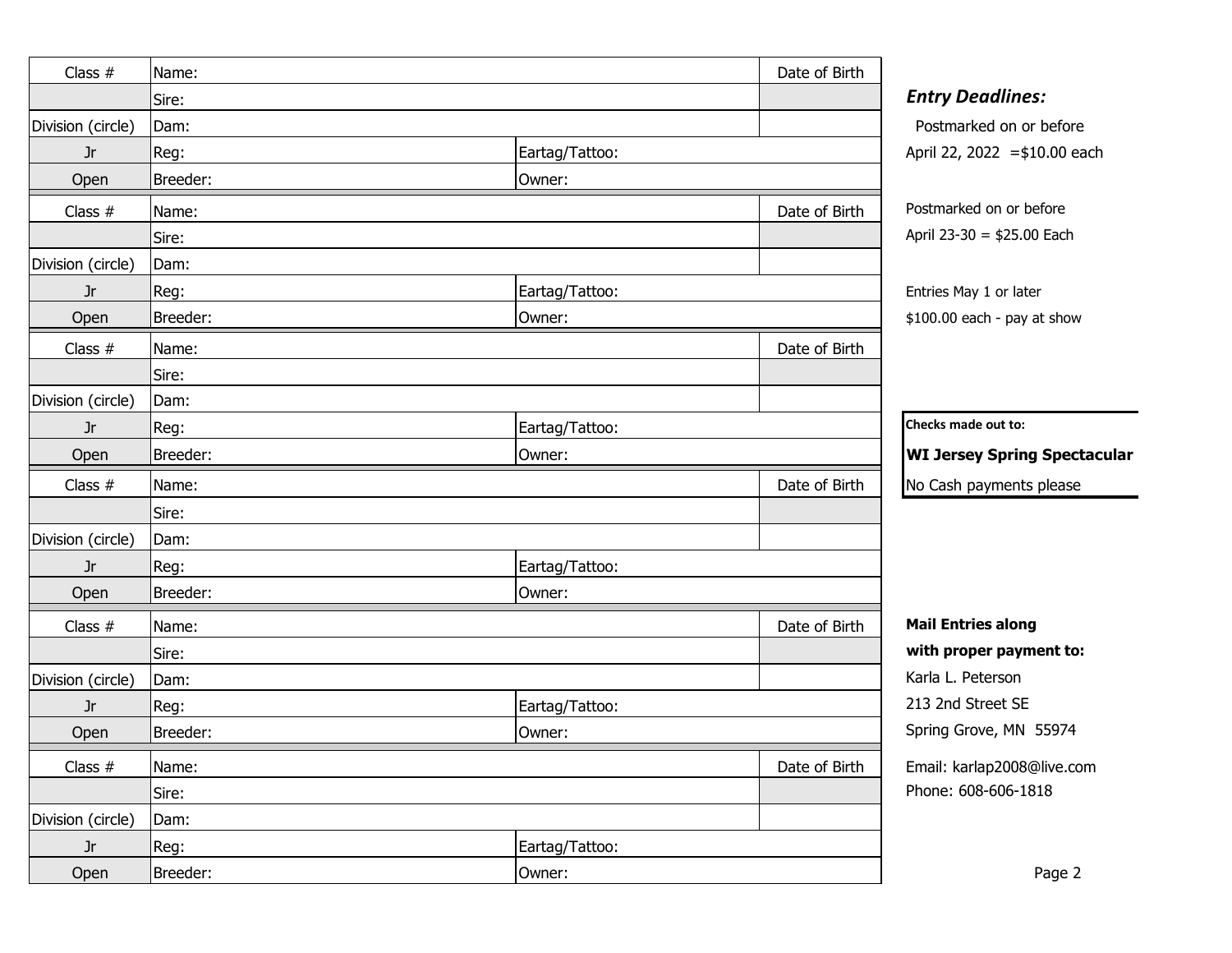| Class # | Name: | | Date of Birth |
|---|---|---|---|
| | Sire: | | |
| Division (circle) | Dam: | | |
| Jr | Reg: | Eartag/Tattoo: | |
| Open | Breeder: | Owner: | |

| Class # | Name: | | Date of Birth |
|---|---|---|---|
| | Sire: | | |
| Division (circle) | Dam: | | |
| Jr | Reg: | Eartag/Tattoo: | |
| Open | Breeder: | Owner: | |

| Class # | Name: | | Date of Birth |
|---|---|---|---|
| | Sire: | | |
| Division (circle) | Dam: | | |
| Jr | Reg: | Eartag/Tattoo: | |
| Open | Breeder: | Owner: | |

| Class # | Name: | | Date of Birth |
|---|---|---|---|
| | Sire: | | |
| Division (circle) | Dam: | | |
| Jr | Reg: | Eartag/Tattoo: | |
| Open | Breeder: | Owner: | |

| Class # | Name: | | Date of Birth |
|---|---|---|---|
| | Sire: | | |
| Division (circle) | Dam: | | |
| Jr | Reg: | Eartag/Tattoo: | |
| Open | Breeder: | Owner: | |

| Class # | Name: | | Date of Birth |
|---|---|---|---|
| | Sire: | | |
| Division (circle) | Dam: | | |
| Jr | Reg: | Eartag/Tattoo: | |
| Open | Breeder: | Owner: | |

***Entry Deadlines:***

Postmarked on or before
April 22, 2022 =$10.00 each

Postmarked on or before
April 23-30 = $25.00 Each

Entries May 1 or later
$100.00 each - pay at show

**Checks made out to:**

**WI Jersey Spring Spectacular**

No Cash payments please

**Mail Entries along with proper payment to:**

Karla L. Peterson
213 2nd Street SE
Spring Grove, MN 55974

Email: karlap2008@live.com
Phone: 608-606-1818